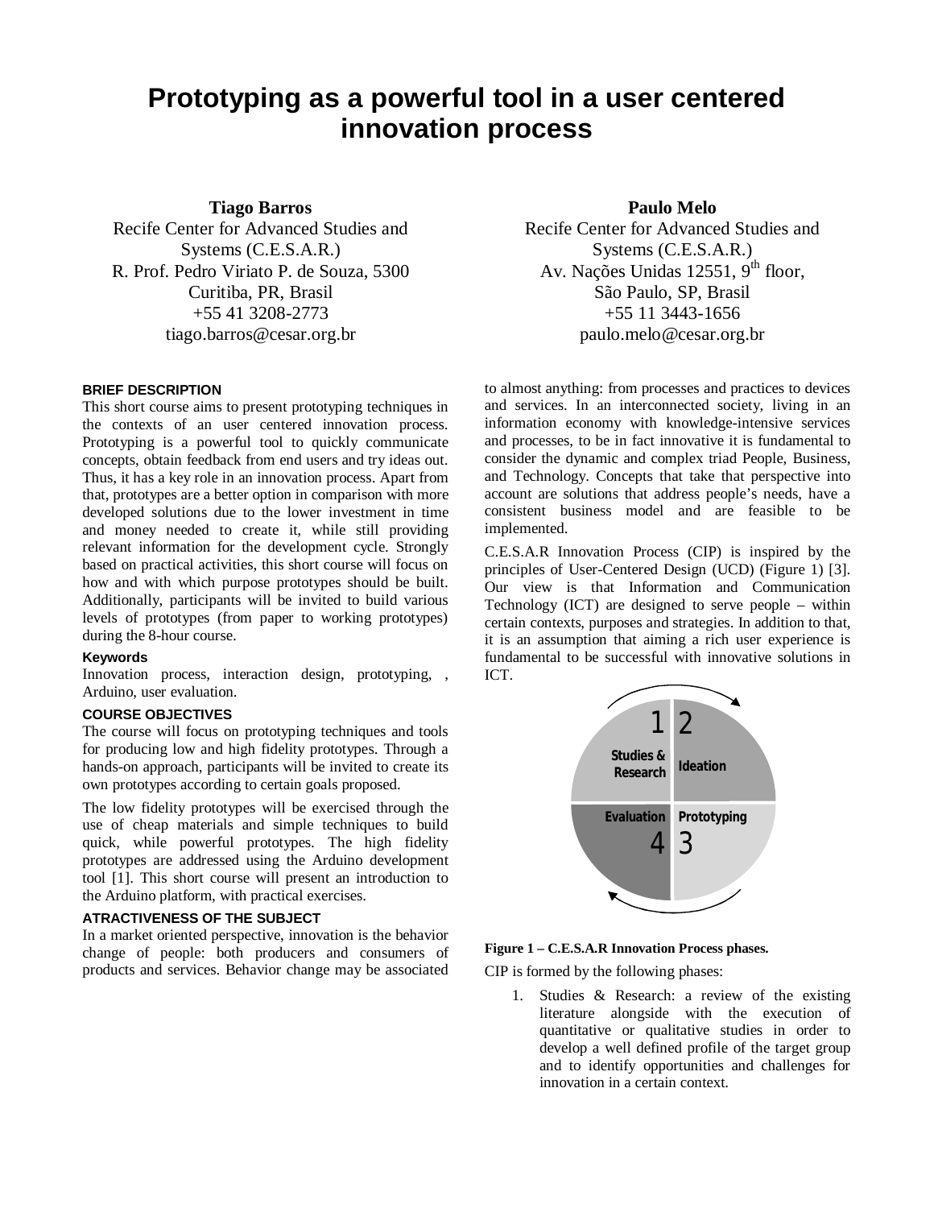# Prototyping as a powerful tool in a user centered innovation process

**Tiago Barros**
Recife Center for Advanced Studies and Systems (C.E.S.A.R.)
R. Prof. Pedro Viriato P. de Souza, 5300
Curitiba, PR, Brasil
+55 41 3208-2773
tiago.barros@cesar.org.br

**Paulo Melo**
Recife Center for Advanced Studies and Systems (C.E.S.A.R.)
Av. Nações Unidas 12551, 9th floor,
São Paulo, SP, Brasil
+55 11 3443-1656
paulo.melo@cesar.org.br

## BRIEF DESCRIPTION

This short course aims to present prototyping techniques in the contexts of an user centered innovation process. Prototyping is a powerful tool to quickly communicate concepts, obtain feedback from end users and try ideas out. Thus, it has a key role in an innovation process. Apart from that, prototypes are a better option in comparison with more developed solutions due to the lower investment in time and money needed to create it, while still providing relevant information for the development cycle. Strongly based on practical activities, this short course will focus on how and with which purpose prototypes should be built. Additionally, participants will be invited to build various levels of prototypes (from paper to working prototypes) during the 8-hour course.

### Keywords

Innovation process, interaction design, prototyping, , Arduino, user evaluation.

## COURSE OBJECTIVES

The course will focus on prototyping techniques and tools for producing low and high fidelity prototypes. Through a hands-on approach, participants will be invited to create its own prototypes according to certain goals proposed.

The low fidelity prototypes will be exercised through the use of cheap materials and simple techniques to build quick, while powerful prototypes. The high fidelity prototypes are addressed using the Arduino development tool [1]. This short course will present an introduction to the Arduino platform, with practical exercises.

## ATRACTIVENESS OF THE SUBJECT

In a market oriented perspective, innovation is the behavior change of people: both producers and consumers of products and services. Behavior change may be associated to almost anything: from processes and practices to devices and services. In an interconnected society, living in an information economy with knowledge-intensive services and processes, to be in fact innovative it is fundamental to consider the dynamic and complex triad People, Business, and Technology. Concepts that take that perspective into account are solutions that address people's needs, have a consistent business model and are feasible to be implemented.

C.E.S.A.R Innovation Process (CIP) is inspired by the principles of User-Centered Design (UCD) (Figure 1) [3]. Our view is that Information and Communication Technology (ICT) are designed to serve people – within certain contexts, purposes and strategies. In addition to that, it is an assumption that aiming a rich user experience is fundamental to be successful with innovative solutions in ICT.

**Figure 1 – C.E.S.A.R Innovation Process phases.**

CIP is formed by the following phases:

1. Studies & Research: a review of the existing literature alongside with the execution of quantitative or qualitative studies in order to develop a well defined profile of the target group and to identify opportunities and challenges for innovation in a certain context.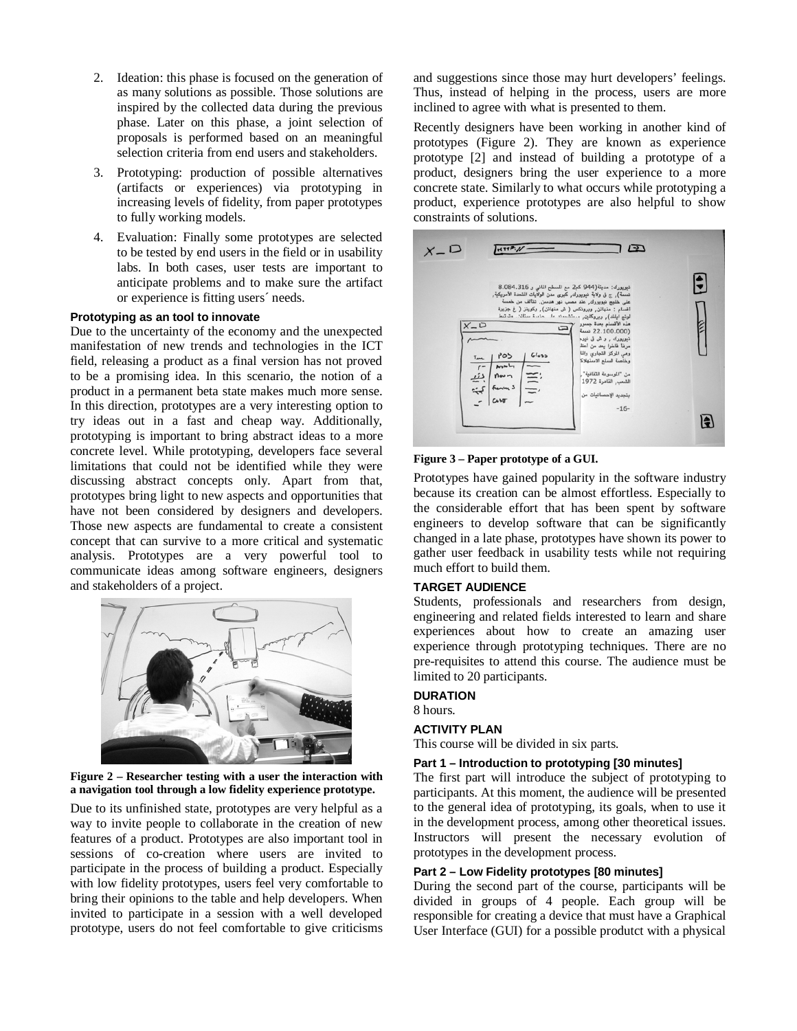2. Ideation: this phase is focused on the generation of as many solutions as possible. Those solutions are inspired by the collected data during the previous phase. Later on this phase, a joint selection of proposals is performed based on an meaningful selection criteria from end users and stakeholders.
3. Prototyping: production of possible alternatives (artifacts or experiences) via prototyping in increasing levels of fidelity, from paper prototypes to fully working models.
4. Evaluation: Finally some prototypes are selected to be tested by end users in the field or in usability labs. In both cases, user tests are important to anticipate problems and to make sure the artifact or experience is fitting users´ needs.

**Prototyping as an tool to innovate**

Due to the uncertainty of the economy and the unexpected manifestation of new trends and technologies in the ICT field, releasing a product as a final version has not proved to be a promising idea. In this scenario, the notion of a product in a permanent beta state makes much more sense. In this direction, prototypes are a very interesting option to try ideas out in a fast and cheap way. Additionally, prototyping is important to bring abstract ideas to a more concrete level. While prototyping, developers face several limitations that could not be identified while they were discussing abstract concepts only. Apart from that, prototypes bring light to new aspects and opportunities that have not been considered by designers and developers. Those new aspects are fundamental to create a consistent concept that can survive to a more critical and systematic analysis. Prototypes are a very powerful tool to communicate ideas among software engineers, designers and stakeholders of a project.

**Figure 2 – Researcher testing with a user the interaction with a navigation tool through a low fidelity experience prototype.**

Due to its unfinished state, prototypes are very helpful as a way to invite people to collaborate in the creation of new features of a product. Prototypes are also important tool in sessions of co-creation where users are invited to participate in the process of building a product. Especially with low fidelity prototypes, users feel very comfortable to bring their opinions to the table and help developers. When invited to participate in a session with a well developed prototype, users do not feel comfortable to give criticisms and suggestions since those may hurt developers' feelings. Thus, instead of helping in the process, users are more inclined to agree with what is presented to them.

Recently designers have been working in another kind of prototypes (Figure 2). They are known as experience prototype [2] and instead of building a prototype of a product, designers bring the user experience to a more concrete state. Similarly to what occurs while prototyping a product, experience prototypes are also helpful to show constraints of solutions.

**Figure 3 – Paper prototype of a GUI.**

Prototypes have gained popularity in the software industry because its creation can be almost effortless. Especially to the considerable effort that has been spent by software engineers to develop software that can be significantly changed in a late phase, prototypes have shown its power to gather user feedback in usability tests while not requiring much effort to build them.

## TARGET AUDIENCE

Students, professionals and researchers from design, engineering and related fields interested to learn and share experiences about how to create an amazing user experience through prototyping techniques. There are no pre-requisites to attend this course. The audience must be limited to 20 participants.

## DURATION

8 hours.

## ACTIVITY PLAN

This course will be divided in six parts.

### Part 1 – Introduction to prototyping [30 minutes]

The first part will introduce the subject of prototyping to participants. At this moment, the audience will be presented to the general idea of prototyping, its goals, when to use it in the development process, among other theoretical issues. Instructors will present the necessary evolution of prototypes in the development process.

### Part 2 – Low Fidelity prototypes [80 minutes]

During the second part of the course, participants will be divided in groups of 4 people. Each group will be responsible for creating a device that must have a Graphical User Interface (GUI) for a possible produtct with a physical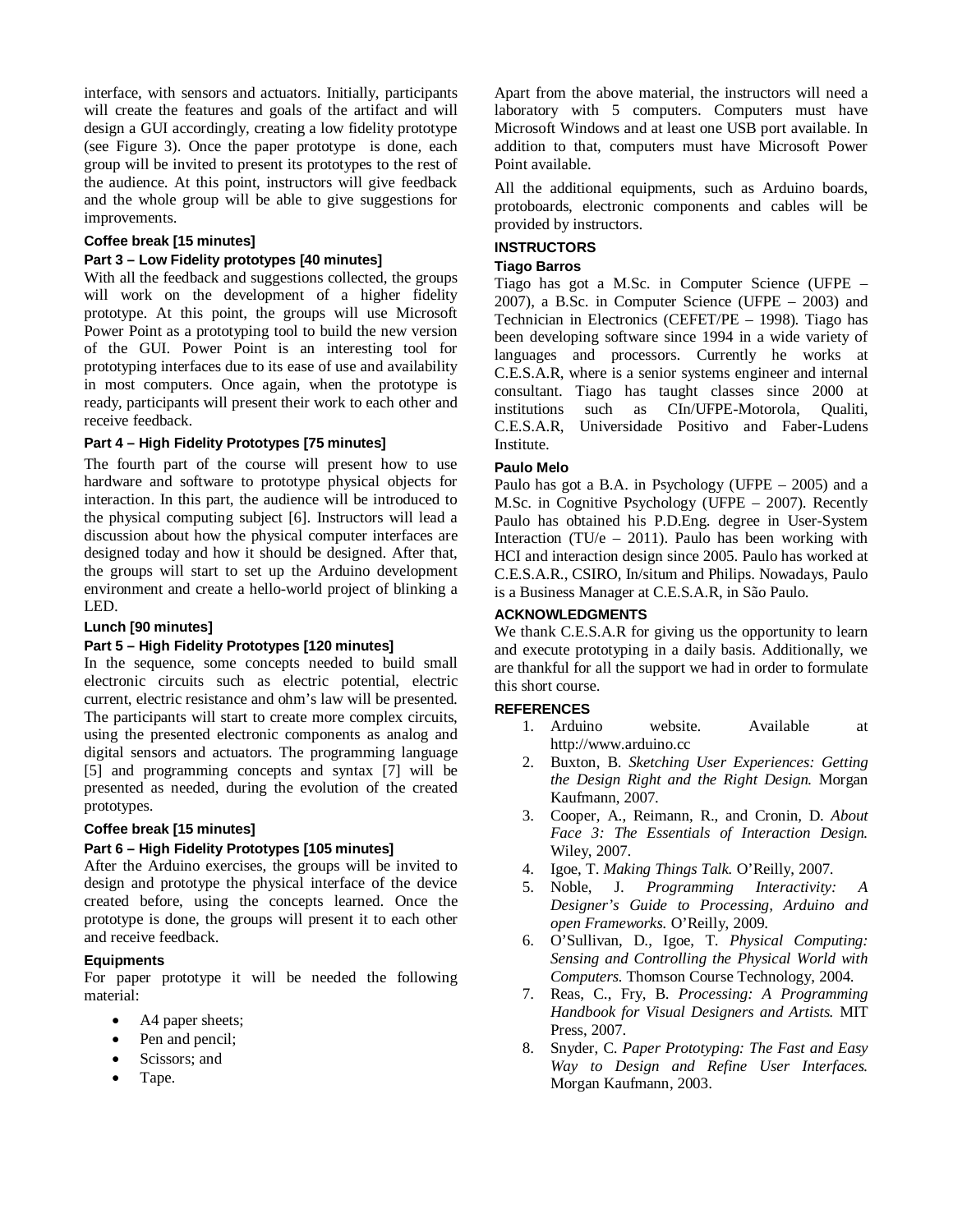interface, with sensors and actuators. Initially, participants will create the features and goals of the artifact and will design a GUI accordingly, creating a low fidelity prototype (see Figure 3). Once the paper prototype is done, each group will be invited to present its prototypes to the rest of the audience. At this point, instructors will give feedback and the whole group will be able to give suggestions for improvements.

#### Coffee break [15 minutes]

#### Part 3 – Low Fidelity prototypes [40 minutes]

With all the feedback and suggestions collected, the groups will work on the development of a higher fidelity prototype. At this point, the groups will use Microsoft Power Point as a prototyping tool to build the new version of the GUI. Power Point is an interesting tool for prototyping interfaces due to its ease of use and availability in most computers. Once again, when the prototype is ready, participants will present their work to each other and receive feedback.

#### Part 4 – High Fidelity Prototypes [75 minutes]

The fourth part of the course will present how to use hardware and software to prototype physical objects for interaction. In this part, the audience will be introduced to the physical computing subject [6]. Instructors will lead a discussion about how the physical computer interfaces are designed today and how it should be designed. After that, the groups will start to set up the Arduino development environment and create a hello-world project of blinking a LED.

#### Lunch [90 minutes]

#### Part 5 – High Fidelity Prototypes [120 minutes]

In the sequence, some concepts needed to build small electronic circuits such as electric potential, electric current, electric resistance and ohm's law will be presented. The participants will start to create more complex circuits, using the presented electronic components as analog and digital sensors and actuators. The programming language [5] and programming concepts and syntax [7] will be presented as needed, during the evolution of the created prototypes.

#### Coffee break [15 minutes]

#### Part 6 – High Fidelity Prototypes [105 minutes]

After the Arduino exercises, the groups will be invited to design and prototype the physical interface of the device created before, using the concepts learned. Once the prototype is done, the groups will present it to each other and receive feedback.

#### Equipments

For paper prototype it will be needed the following material:

- A4 paper sheets;
- Pen and pencil;
- Scissors; and
- Tape.

Apart from the above material, the instructors will need a laboratory with 5 computers. Computers must have Microsoft Windows and at least one USB port available. In addition to that, computers must have Microsoft Power Point available.

All the additional equipments, such as Arduino boards, protoboards, electronic components and cables will be provided by instructors.

## INSTRUCTORS

#### Tiago Barros

Tiago has got a M.Sc. in Computer Science (UFPE – 2007), a B.Sc. in Computer Science (UFPE – 2003) and Technician in Electronics (CEFET/PE – 1998). Tiago has been developing software since 1994 in a wide variety of languages and processors. Currently he works at C.E.S.A.R, where is a senior systems engineer and internal consultant. Tiago has taught classes since 2000 at institutions such as CIn/UFPE-Motorola, Qualiti, C.E.S.A.R, Universidade Positivo and Faber-Ludens Institute.

#### Paulo Melo

Paulo has got a B.A. in Psychology (UFPE – 2005) and a M.Sc. in Cognitive Psychology (UFPE – 2007). Recently Paulo has obtained his P.D.Eng. degree in User-System Interaction (TU/e – 2011). Paulo has been working with HCI and interaction design since 2005. Paulo has worked at C.E.S.A.R., CSIRO, In/situm and Philips. Nowadays, Paulo is a Business Manager at C.E.S.A.R, in São Paulo.

## ACKNOWLEDGMENTS

We thank C.E.S.A.R for giving us the opportunity to learn and execute prototyping in a daily basis. Additionally, we are thankful for all the support we had in order to formulate this short course.

## REFERENCES

1. Arduino website. Available at http://www.arduino.cc
2. Buxton, B. *Sketching User Experiences: Getting the Design Right and the Right Design.* Morgan Kaufmann, 2007.
3. Cooper, A., Reimann, R., and Cronin, D. *About Face 3: The Essentials of Interaction Design.* Wiley, 2007.
4. Igoe, T. *Making Things Talk.* O'Reilly, 2007.
5. Noble, J. *Programming Interactivity: A Designer's Guide to Processing, Arduino and open Frameworks.* O'Reilly, 2009.
6. O'Sullivan, D., Igoe, T. *Physical Computing: Sensing and Controlling the Physical World with Computers.* Thomson Course Technology, 2004.
7. Reas, C., Fry, B. *Processing: A Programming Handbook for Visual Designers and Artists.* MIT Press, 2007.
8. Snyder, C. *Paper Prototyping: The Fast and Easy Way to Design and Refine User Interfaces.* Morgan Kaufmann, 2003.